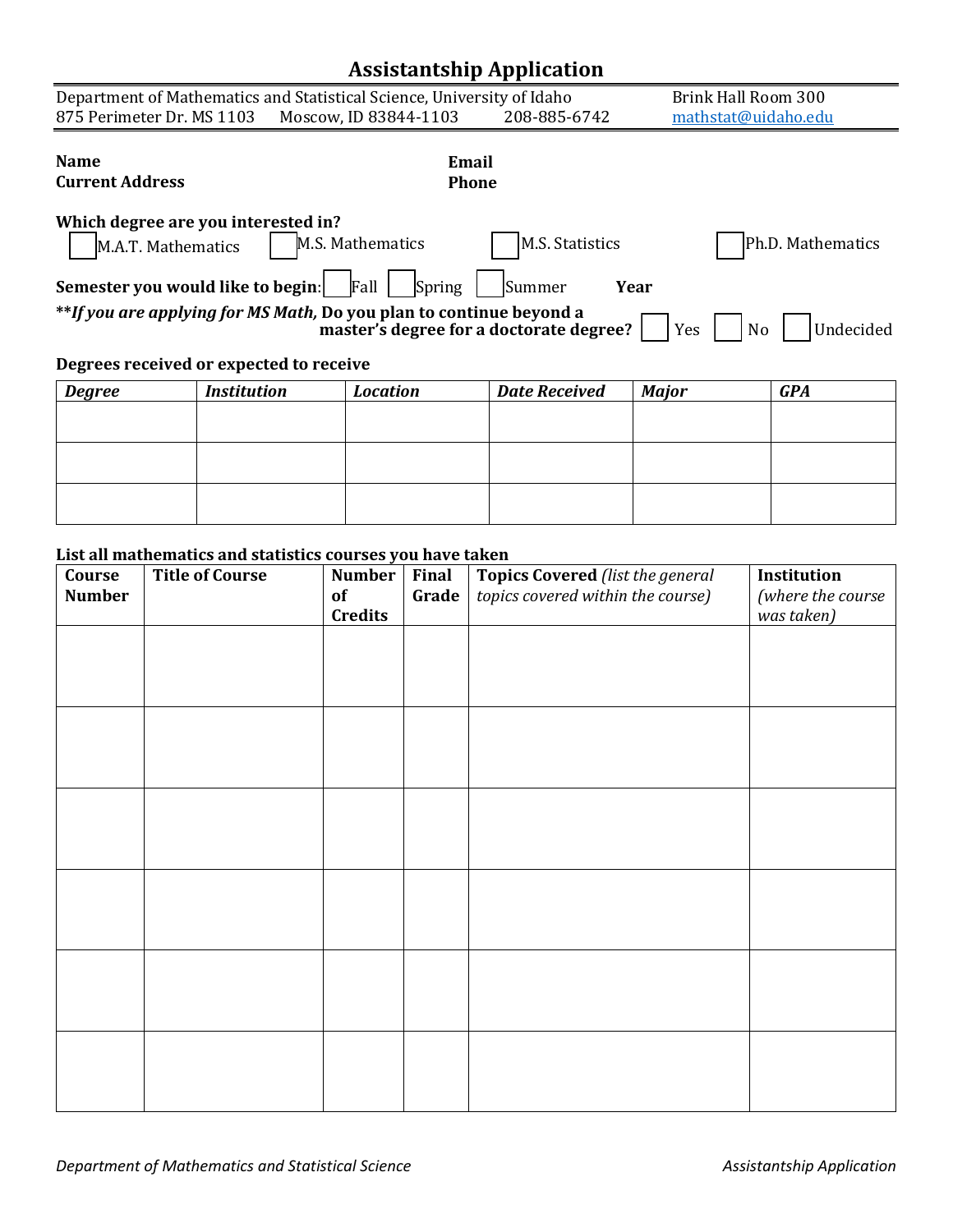# Assistantship Application

Department of Mathematics and Statistical Science, University of Idaho
875 Perimeter Dr. MS 1103 Moscow, ID 83844-1103 208-885-6742

Brink Hall Room 300
mathstat@uidaho.edu

**Name**
**Current Address**

**Email**
**Phone**

**Which degree are you interested in?**

☐ M.A.T. Mathematics ☐ M.S. Mathematics ☐ M.S. Statistics ☐ Ph.D. Mathematics

**Semester you would like to begin**: ☐ Fall ☐ Spring ☐ Summer **Year**

***\*\*If you are applying for MS Math,* Do you plan to continue beyond a master's degree for a doctorate degree?** ☐ Yes ☐ No ☐ Undecided

**Degrees received or expected to receive**

| ***Degree*** | ***Institution*** | ***Location*** | ***Date Received*** | ***Major*** | ***GPA*** |
|---|---|---|---|---|---|
| | | | | | |
| | | | | | |
| | | | | | |

**List all mathematics and statistics courses you have taken**

| **Course Number** | **Title of Course** | **Number of Credits** | **Final Grade** | **Topics Covered** *(list the general topics covered within the course)* | **Institution** *(where the course was taken)* |
|---|---|---|---|---|---|
| | | | | | |
| | | | | | |
| | | | | | |
| | | | | | |
| | | | | | |
| | | | | | |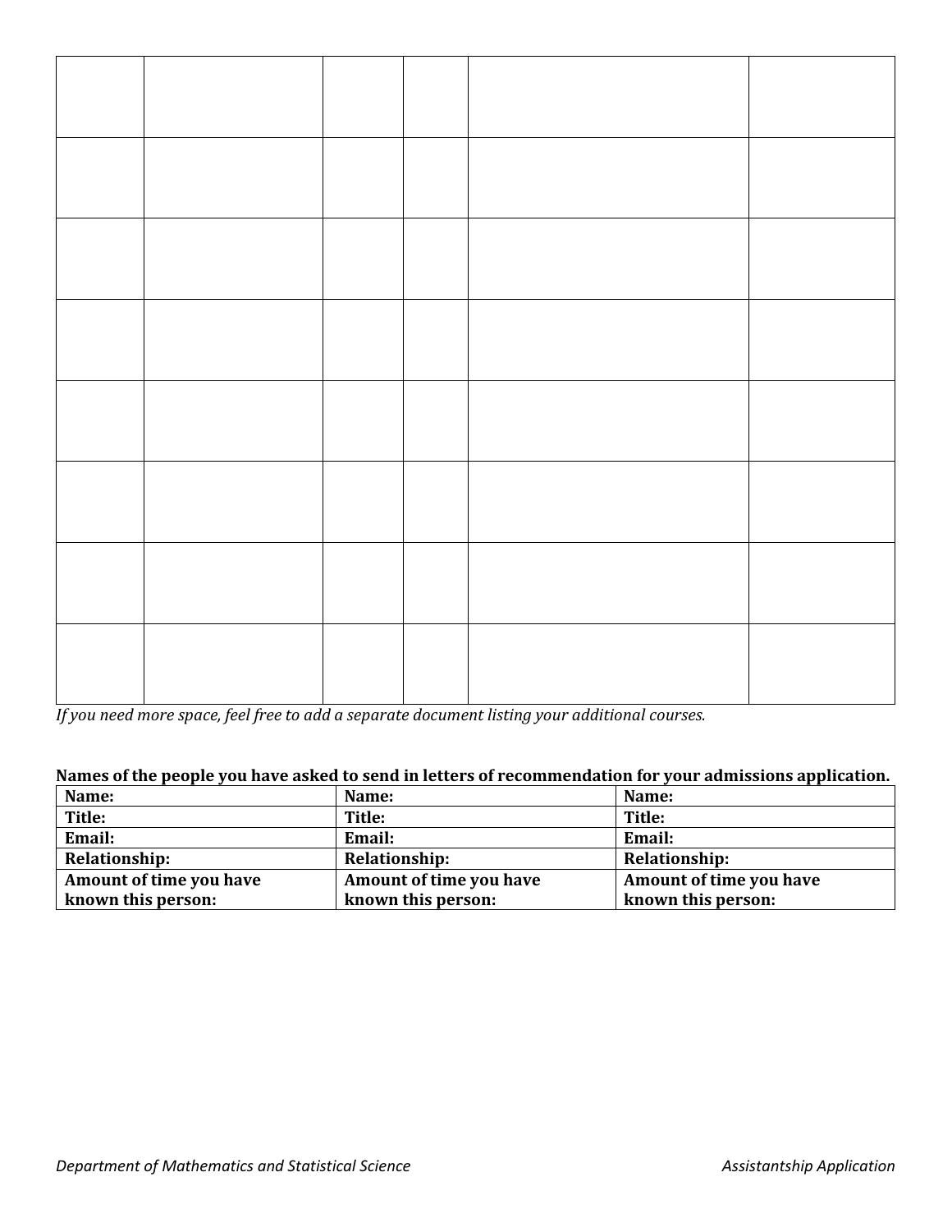| | | | | | |
|---|---|---|---|---|---|
| | | | | | |
| | | | | | |
| | | | | | |
| | | | | | |
| | | | | | |
| | | | | | |
| | | | | | |
| | | | | | |

*If you need more space, feel free to add a separate document listing your additional courses.*

**Names of the people you have asked to send in letters of recommendation for your admissions application.**

| | | |
|---|---|---|
| **Name:** | **Name:** | **Name:** |
| **Title:** | **Title:** | **Title:** |
| **Email:** | **Email:** | **Email:** |
| **Relationship:** | **Relationship:** | **Relationship:** |
| **Amount of time you have known this person:** | **Amount of time you have known this person:** | **Amount of time you have known this person:** |